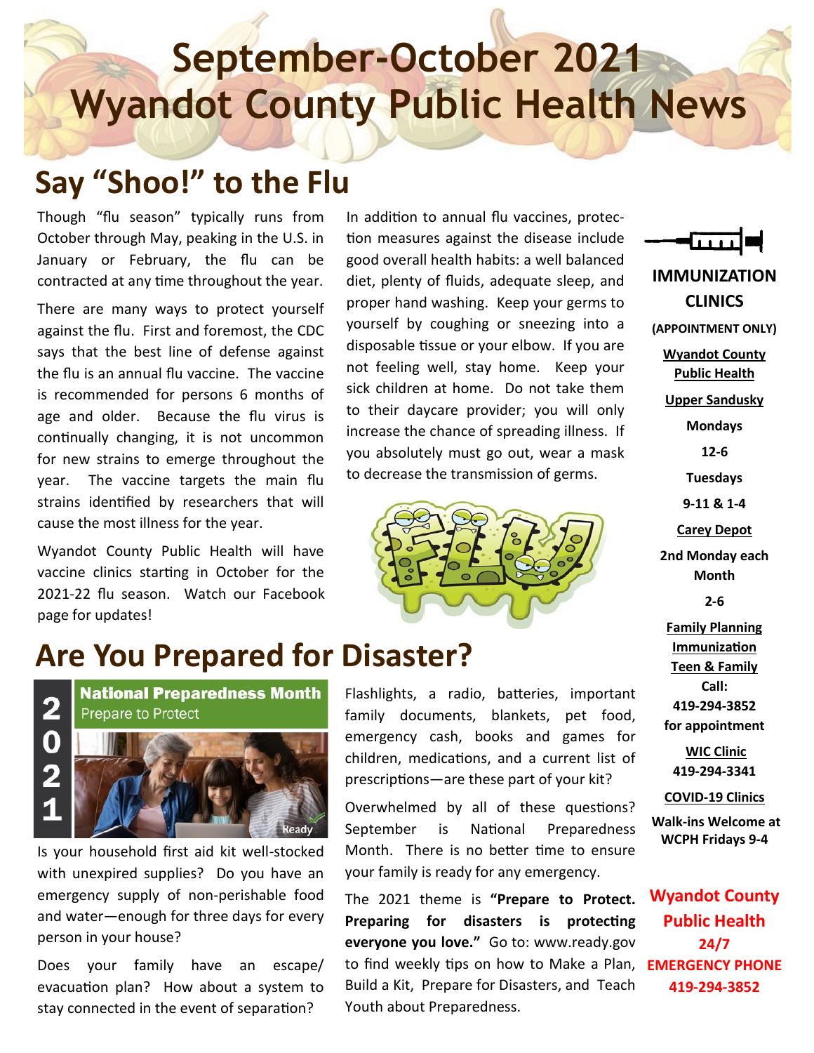# September-October 2021 Wyandot County Public Health News

## Say "Shoo!" to the Flu

Though "flu season" typically runs from October through May, peaking in the U.S. in January or February, the flu can be contracted at any time throughout the year.

There are many ways to protect yourself against the flu. First and foremost, the CDC says that the best line of defense against the flu is an annual flu vaccine. The vaccine is recommended for persons 6 months of age and older. Because the flu virus is continually changing, it is not uncommon for new strains to emerge throughout the year. The vaccine targets the main flu strains identified by researchers that will cause the most illness for the year.

Wyandot County Public Health will have vaccine clinics starting in October for the 2021-22 flu season. Watch our Facebook page for updates!

In addition to annual flu vaccines, protection measures against the disease include good overall health habits: a well balanced diet, plenty of fluids, adequate sleep, and proper hand washing. Keep your germs to yourself by coughing or sneezing into a disposable tissue or your elbow. If you are not feeling well, stay home. Keep your sick children at home. Do not take them to their daycare provider; you will only increase the chance of spreading illness. If you absolutely must go out, wear a mask to decrease the transmission of germs.

## Are You Prepared for Disaster?

**National Preparedness Month**
Prepare to Protect
2021

Is your household first aid kit well-stocked with unexpired supplies? Do you have an emergency supply of non-perishable food and water—enough for three days for every person in your house?

Does your family have an escape/evacuation plan? How about a system to stay connected in the event of separation?

Flashlights, a radio, batteries, important family documents, blankets, pet food, emergency cash, books and games for children, medications, and a current list of prescriptions—are these part of your kit?

Overwhelmed by all of these questions? September is National Preparedness Month. There is no better time to ensure your family is ready for any emergency.

The 2021 theme is **"Prepare to Protect. Preparing for disasters is protecting everyone you love."** Go to: www.ready.gov to find weekly tips on how to Make a Plan, Build a Kit, Prepare for Disasters, and Teach Youth about Preparedness.

### IMMUNIZATION CLINICS

**(APPOINTMENT ONLY)**

**Wyandot County Public Health**

**Upper Sandusky**

**Mondays**
**12-6**

**Tuesdays**
**9-11 & 1-4**

**Carey Depot**

**2nd Monday each Month**
**2-6**

**Family Planning**
**Immunization**
**Teen & Family**
**Call:**
**419-294-3852**
**for appointment**

**WIC Clinic**
**419-294-3341**

**COVID-19 Clinics**
**Walk-ins Welcome at WCPH Fridays 9-4**

**Wyandot County Public Health**
**24/7**
**EMERGENCY PHONE**
**419-294-3852**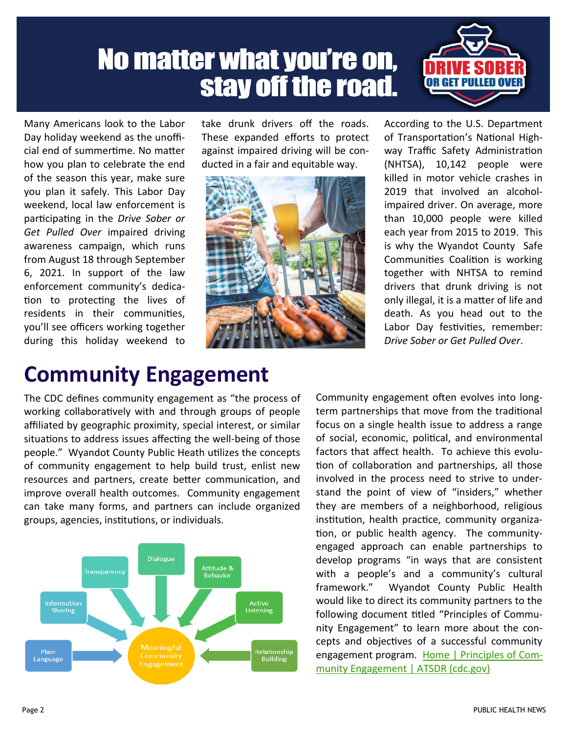# No matter what you're on, stay off the road.

DRIVE SOBER OR GET PULLED OVER

Many Americans look to the Labor Day holiday weekend as the unofficial end of summertime. No matter how you plan to celebrate the end of the season this year, make sure you plan it safely. This Labor Day weekend, local law enforcement is participating in the *Drive Sober or Get Pulled Over* impaired driving awareness campaign, which runs from August 18 through September 6, 2021. In support of the law enforcement community's dedication to protecting the lives of residents in their communities, you'll see officers working together during this holiday weekend to take drunk drivers off the roads. These expanded efforts to protect against impaired driving will be conducted in a fair and equitable way.

According to the U.S. Department of Transportation's National Highway Traffic Safety Administration (NHTSA), 10,142 people were killed in motor vehicle crashes in 2019 that involved an alcohol-impaired driver. On average, more than 10,000 people were killed each year from 2015 to 2019. This is why the Wyandot County Safe Communities Coalition is working together with NHTSA to remind drivers that drunk driving is not only illegal, it is a matter of life and death. As you head out to the Labor Day festivities, remember: *Drive Sober or Get Pulled Over*.

# Community Engagement

The CDC defines community engagement as "the process of working collaboratively with and through groups of people affiliated by geographic proximity, special interest, or similar situations to address issues affecting the well-being of those people." Wyandot County Public Heath utilizes the concepts of community engagement to help build trust, enlist new resources and partners, create better communication, and improve overall health outcomes. Community engagement can take many forms, and partners can include organized groups, agencies, institutions, or individuals.

Transparency
Dialogue
Attitude & Behavior
Information Sharing
Active Listening
Plain Language
Meaningful Community Engagement
Relationship Building

Community engagement often evolves into long-term partnerships that move from the traditional focus on a single health issue to address a range of social, economic, political, and environmental factors that affect health. To achieve this evolution of collaboration and partnerships, all those involved in the process need to strive to understand the point of view of "insiders," whether they are members of a neighborhood, religious institution, health practice, community organization, or public health agency. The community-engaged approach can enable partnerships to develop programs "in ways that are consistent with a people's and a community's cultural framework." Wyandot County Public Health would like to direct its community partners to the following document titled "Principles of Community Engagement" to learn more about the concepts and objectives of a successful community engagement program. Home | Principles of Community Engagement | ATSDR (cdc.gov)